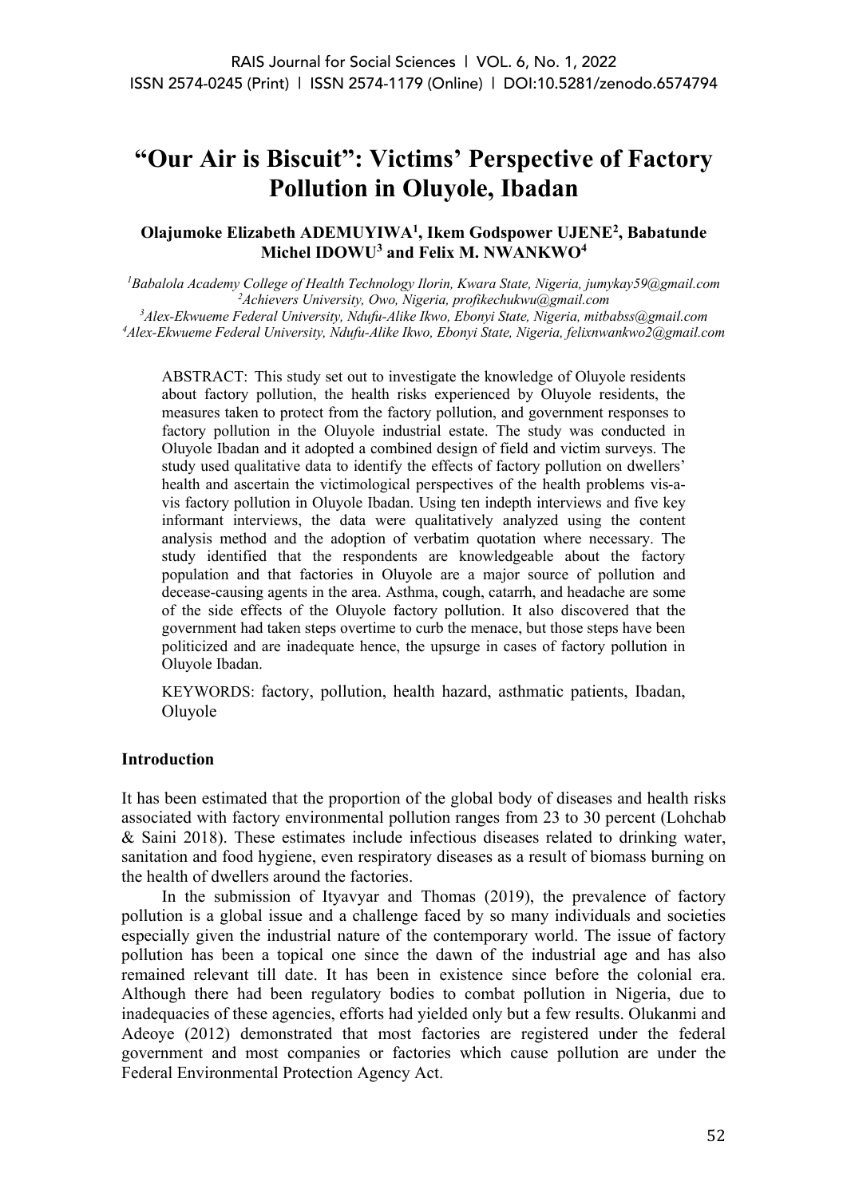# "Our Air is Biscuit": Victims' Perspective of Factory Pollution in Oluyole, Ibadan

**Olajumoke Elizabeth ADEMUYIWA[1], Ikem Godspower UJENE[2], Babatunde Michel IDOWU[3] and Felix M. NWANKWO[4]**

[1]*Babalola Academy College of Health Technology Ilorin, Kwara State, Nigeria, jumykay59@gmail.com*
[2]*Achievers University, Owo, Nigeria, profikechukwu@gmail.com*
[3]*Alex-Ekwueme Federal University, Ndufu-Alike Ikwo, Ebonyi State, Nigeria, mitbabss@gmail.com*
[4]*Alex-Ekwueme Federal University, Ndufu-Alike Ikwo, Ebonyi State, Nigeria, felixnwankwo2@gmail.com*

ABSTRACT: This study set out to investigate the knowledge of Oluyole residents about factory pollution, the health risks experienced by Oluyole residents, the measures taken to protect from the factory pollution, and government responses to factory pollution in the Oluyole industrial estate. The study was conducted in Oluyole Ibadan and it adopted a combined design of field and victim surveys. The study used qualitative data to identify the effects of factory pollution on dwellers' health and ascertain the victimological perspectives of the health problems vis-a-vis factory pollution in Oluyole Ibadan. Using ten indepth interviews and five key informant interviews, the data were qualitatively analyzed using the content analysis method and the adoption of verbatim quotation where necessary. The study identified that the respondents are knowledgeable about the factory population and that factories in Oluyole are a major source of pollution and decease-causing agents in the area. Asthma, cough, catarrh, and headache are some of the side effects of the Oluyole factory pollution. It also discovered that the government had taken steps overtime to curb the menace, but those steps have been politicized and are inadequate hence, the upsurge in cases of factory pollution in Oluyole Ibadan.

KEYWORDS: factory, pollution, health hazard, asthmatic patients, Ibadan, Oluyole

## Introduction

It has been estimated that the proportion of the global body of diseases and health risks associated with factory environmental pollution ranges from 23 to 30 percent (Lohchab & Saini 2018). These estimates include infectious diseases related to drinking water, sanitation and food hygiene, even respiratory diseases as a result of biomass burning on the health of dwellers around the factories.

In the submission of Ityavyar and Thomas (2019), the prevalence of factory pollution is a global issue and a challenge faced by so many individuals and societies especially given the industrial nature of the contemporary world. The issue of factory pollution has been a topical one since the dawn of the industrial age and has also remained relevant till date. It has been in existence since before the colonial era. Although there had been regulatory bodies to combat pollution in Nigeria, due to inadequacies of these agencies, efforts had yielded only but a few results. Olukanmi and Adeoye (2012) demonstrated that most factories are registered under the federal government and most companies or factories which cause pollution are under the Federal Environmental Protection Agency Act.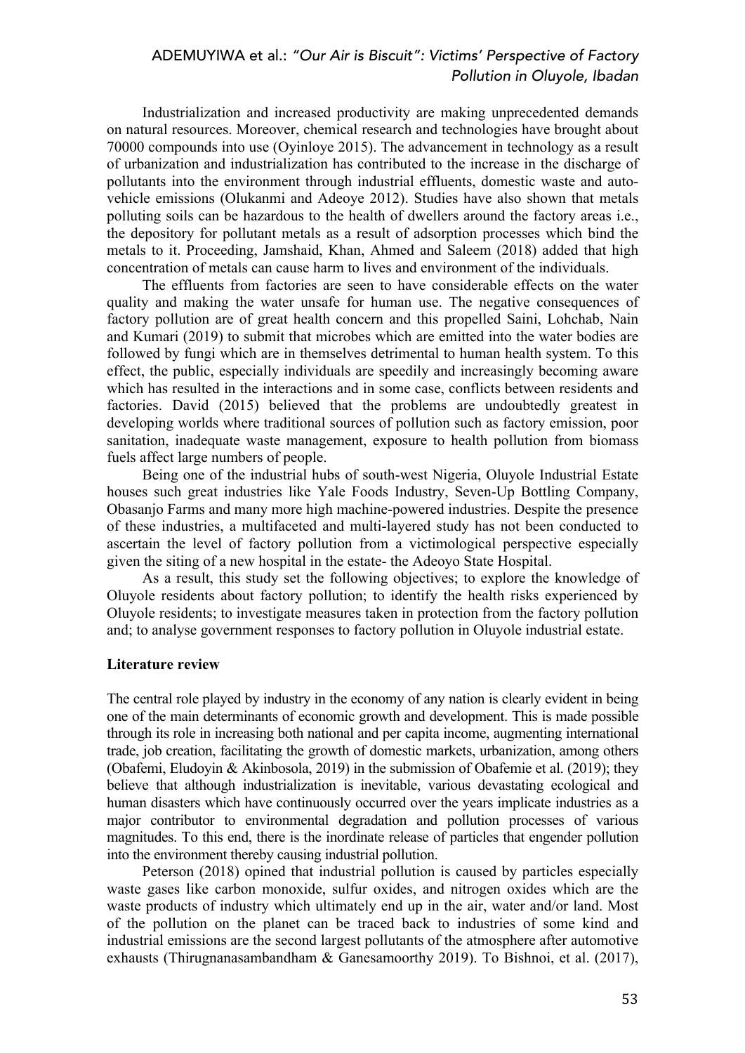Industrialization and increased productivity are making unprecedented demands on natural resources. Moreover, chemical research and technologies have brought about 70000 compounds into use (Oyinloye 2015). The advancement in technology as a result of urbanization and industrialization has contributed to the increase in the discharge of pollutants into the environment through industrial effluents, domestic waste and auto-vehicle emissions (Olukanmi and Adeoye 2012). Studies have also shown that metals polluting soils can be hazardous to the health of dwellers around the factory areas i.e., the depository for pollutant metals as a result of adsorption processes which bind the metals to it. Proceeding, Jamshaid, Khan, Ahmed and Saleem (2018) added that high concentration of metals can cause harm to lives and environment of the individuals.

The effluents from factories are seen to have considerable effects on the water quality and making the water unsafe for human use. The negative consequences of factory pollution are of great health concern and this propelled Saini, Lohchab, Nain and Kumari (2019) to submit that microbes which are emitted into the water bodies are followed by fungi which are in themselves detrimental to human health system. To this effect, the public, especially individuals are speedily and increasingly becoming aware which has resulted in the interactions and in some case, conflicts between residents and factories. David (2015) believed that the problems are undoubtedly greatest in developing worlds where traditional sources of pollution such as factory emission, poor sanitation, inadequate waste management, exposure to health pollution from biomass fuels affect large numbers of people.

Being one of the industrial hubs of south-west Nigeria, Oluyole Industrial Estate houses such great industries like Yale Foods Industry, Seven-Up Bottling Company, Obasanjo Farms and many more high machine-powered industries. Despite the presence of these industries, a multifaceted and multi-layered study has not been conducted to ascertain the level of factory pollution from a victimological perspective especially given the siting of a new hospital in the estate- the Adeoyo State Hospital.

As a result, this study set the following objectives; to explore the knowledge of Oluyole residents about factory pollution; to identify the health risks experienced by Oluyole residents; to investigate measures taken in protection from the factory pollution and; to analyse government responses to factory pollution in Oluyole industrial estate.

## Literature review

The central role played by industry in the economy of any nation is clearly evident in being one of the main determinants of economic growth and development. This is made possible through its role in increasing both national and per capita income, augmenting international trade, job creation, facilitating the growth of domestic markets, urbanization, among others (Obafemi, Eludoyin & Akinbosola, 2019) in the submission of Obafemie et al. (2019); they believe that although industrialization is inevitable, various devastating ecological and human disasters which have continuously occurred over the years implicate industries as a major contributor to environmental degradation and pollution processes of various magnitudes. To this end, there is the inordinate release of particles that engender pollution into the environment thereby causing industrial pollution.

Peterson (2018) opined that industrial pollution is caused by particles especially waste gases like carbon monoxide, sulfur oxides, and nitrogen oxides which are the waste products of industry which ultimately end up in the air, water and/or land. Most of the pollution on the planet can be traced back to industries of some kind and industrial emissions are the second largest pollutants of the atmosphere after automotive exhausts (Thirugnanasambandham & Ganesamoorthy 2019). To Bishnoi, et al. (2017),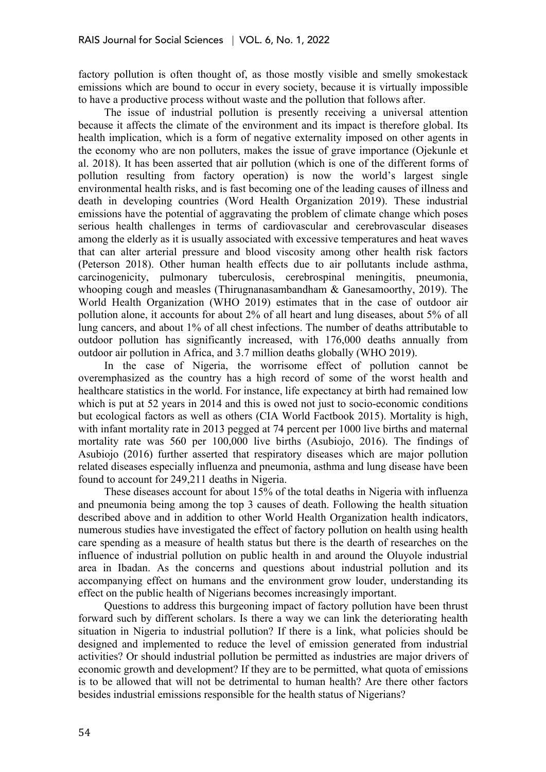factory pollution is often thought of, as those mostly visible and smelly smokestack emissions which are bound to occur in every society, because it is virtually impossible to have a productive process without waste and the pollution that follows after.

The issue of industrial pollution is presently receiving a universal attention because it affects the climate of the environment and its impact is therefore global. Its health implication, which is a form of negative externality imposed on other agents in the economy who are non polluters, makes the issue of grave importance (Ojekunle et al. 2018). It has been asserted that air pollution (which is one of the different forms of pollution resulting from factory operation) is now the world's largest single environmental health risks, and is fast becoming one of the leading causes of illness and death in developing countries (Word Health Organization 2019). These industrial emissions have the potential of aggravating the problem of climate change which poses serious health challenges in terms of cardiovascular and cerebrovascular diseases among the elderly as it is usually associated with excessive temperatures and heat waves that can alter arterial pressure and blood viscosity among other health risk factors (Peterson 2018). Other human health effects due to air pollutants include asthma, carcinogenicity, pulmonary tuberculosis, cerebrospinal meningitis, pneumonia, whooping cough and measles (Thirugnanasambandham & Ganesamoorthy, 2019). The World Health Organization (WHO 2019) estimates that in the case of outdoor air pollution alone, it accounts for about 2% of all heart and lung diseases, about 5% of all lung cancers, and about 1% of all chest infections. The number of deaths attributable to outdoor pollution has significantly increased, with 176,000 deaths annually from outdoor air pollution in Africa, and 3.7 million deaths globally (WHO 2019).

In the case of Nigeria, the worrisome effect of pollution cannot be overemphasized as the country has a high record of some of the worst health and healthcare statistics in the world. For instance, life expectancy at birth had remained low which is put at 52 years in 2014 and this is owed not just to socio-economic conditions but ecological factors as well as others (CIA World Factbook 2015). Mortality is high, with infant mortality rate in 2013 pegged at 74 percent per 1000 live births and maternal mortality rate was 560 per 100,000 live births (Asubiojo, 2016). The findings of Asubiojo (2016) further asserted that respiratory diseases which are major pollution related diseases especially influenza and pneumonia, asthma and lung disease have been found to account for 249,211 deaths in Nigeria.

These diseases account for about 15% of the total deaths in Nigeria with influenza and pneumonia being among the top 3 causes of death. Following the health situation described above and in addition to other World Health Organization health indicators, numerous studies have investigated the effect of factory pollution on health using health care spending as a measure of health status but there is the dearth of researches on the influence of industrial pollution on public health in and around the Oluyole industrial area in Ibadan. As the concerns and questions about industrial pollution and its accompanying effect on humans and the environment grow louder, understanding its effect on the public health of Nigerians becomes increasingly important.

Questions to address this burgeoning impact of factory pollution have been thrust forward such by different scholars. Is there a way we can link the deteriorating health situation in Nigeria to industrial pollution? If there is a link, what policies should be designed and implemented to reduce the level of emission generated from industrial activities? Or should industrial pollution be permitted as industries are major drivers of economic growth and development? If they are to be permitted, what quota of emissions is to be allowed that will not be detrimental to human health? Are there other factors besides industrial emissions responsible for the health status of Nigerians?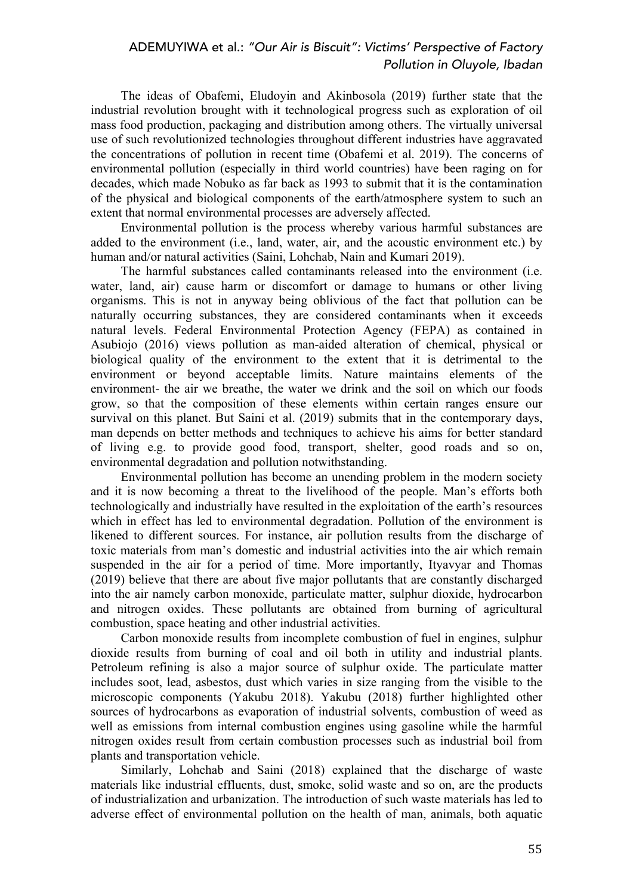The ideas of Obafemi, Eludoyin and Akinbosola (2019) further state that the industrial revolution brought with it technological progress such as exploration of oil mass food production, packaging and distribution among others. The virtually universal use of such revolutionized technologies throughout different industries have aggravated the concentrations of pollution in recent time (Obafemi et al. 2019). The concerns of environmental pollution (especially in third world countries) have been raging on for decades, which made Nobuko as far back as 1993 to submit that it is the contamination of the physical and biological components of the earth/atmosphere system to such an extent that normal environmental processes are adversely affected.

Environmental pollution is the process whereby various harmful substances are added to the environment (i.e., land, water, air, and the acoustic environment etc.) by human and/or natural activities (Saini, Lohchab, Nain and Kumari 2019).

The harmful substances called contaminants released into the environment (i.e. water, land, air) cause harm or discomfort or damage to humans or other living organisms. This is not in anyway being oblivious of the fact that pollution can be naturally occurring substances, they are considered contaminants when it exceeds natural levels. Federal Environmental Protection Agency (FEPA) as contained in Asubiojo (2016) views pollution as man-aided alteration of chemical, physical or biological quality of the environment to the extent that it is detrimental to the environment or beyond acceptable limits. Nature maintains elements of the environment- the air we breathe, the water we drink and the soil on which our foods grow, so that the composition of these elements within certain ranges ensure our survival on this planet. But Saini et al. (2019) submits that in the contemporary days, man depends on better methods and techniques to achieve his aims for better standard of living e.g. to provide good food, transport, shelter, good roads and so on, environmental degradation and pollution notwithstanding.

Environmental pollution has become an unending problem in the modern society and it is now becoming a threat to the livelihood of the people. Man's efforts both technologically and industrially have resulted in the exploitation of the earth's resources which in effect has led to environmental degradation. Pollution of the environment is likened to different sources. For instance, air pollution results from the discharge of toxic materials from man's domestic and industrial activities into the air which remain suspended in the air for a period of time. More importantly, Ityavyar and Thomas (2019) believe that there are about five major pollutants that are constantly discharged into the air namely carbon monoxide, particulate matter, sulphur dioxide, hydrocarbon and nitrogen oxides. These pollutants are obtained from burning of agricultural combustion, space heating and other industrial activities.

Carbon monoxide results from incomplete combustion of fuel in engines, sulphur dioxide results from burning of coal and oil both in utility and industrial plants. Petroleum refining is also a major source of sulphur oxide. The particulate matter includes soot, lead, asbestos, dust which varies in size ranging from the visible to the microscopic components (Yakubu 2018). Yakubu (2018) further highlighted other sources of hydrocarbons as evaporation of industrial solvents, combustion of weed as well as emissions from internal combustion engines using gasoline while the harmful nitrogen oxides result from certain combustion processes such as industrial boil from plants and transportation vehicle.

Similarly, Lohchab and Saini (2018) explained that the discharge of waste materials like industrial effluents, dust, smoke, solid waste and so on, are the products of industrialization and urbanization. The introduction of such waste materials has led to adverse effect of environmental pollution on the health of man, animals, both aquatic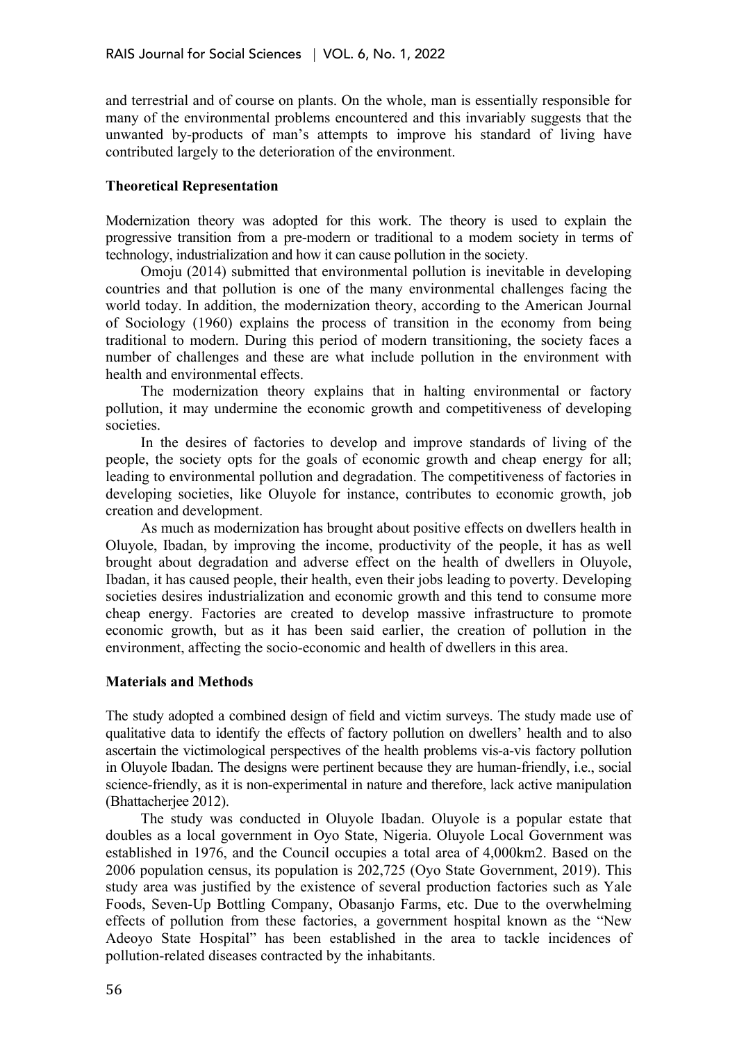and terrestrial and of course on plants. On the whole, man is essentially responsible for many of the environmental problems encountered and this invariably suggests that the unwanted by-products of man's attempts to improve his standard of living have contributed largely to the deterioration of the environment.

**Theoretical Representation**

Modernization theory was adopted for this work. The theory is used to explain the progressive transition from a pre-modern or traditional to a modem society in terms of technology, industrialization and how it can cause pollution in the society.

Omoju (2014) submitted that environmental pollution is inevitable in developing countries and that pollution is one of the many environmental challenges facing the world today. In addition, the modernization theory, according to the American Journal of Sociology (1960) explains the process of transition in the economy from being traditional to modern. During this period of modern transitioning, the society faces a number of challenges and these are what include pollution in the environment with health and environmental effects.

The modernization theory explains that in halting environmental or factory pollution, it may undermine the economic growth and competitiveness of developing societies.

In the desires of factories to develop and improve standards of living of the people, the society opts for the goals of economic growth and cheap energy for all; leading to environmental pollution and degradation. The competitiveness of factories in developing societies, like Oluyole for instance, contributes to economic growth, job creation and development.

As much as modernization has brought about positive effects on dwellers health in Oluyole, Ibadan, by improving the income, productivity of the people, it has as well brought about degradation and adverse effect on the health of dwellers in Oluyole, Ibadan, it has caused people, their health, even their jobs leading to poverty. Developing societies desires industrialization and economic growth and this tend to consume more cheap energy. Factories are created to develop massive infrastructure to promote economic growth, but as it has been said earlier, the creation of pollution in the environment, affecting the socio-economic and health of dwellers in this area.

**Materials and Methods**

The study adopted a combined design of field and victim surveys. The study made use of qualitative data to identify the effects of factory pollution on dwellers' health and to also ascertain the victimological perspectives of the health problems vis-a-vis factory pollution in Oluyole Ibadan. The designs were pertinent because they are human-friendly, i.e., social science-friendly, as it is non-experimental in nature and therefore, lack active manipulation (Bhattacherjee 2012).

The study was conducted in Oluyole Ibadan. Oluyole is a popular estate that doubles as a local government in Oyo State, Nigeria. Oluyole Local Government was established in 1976, and the Council occupies a total area of 4,000km2. Based on the 2006 population census, its population is 202,725 (Oyo State Government, 2019). This study area was justified by the existence of several production factories such as Yale Foods, Seven-Up Bottling Company, Obasanjo Farms, etc. Due to the overwhelming effects of pollution from these factories, a government hospital known as the "New Adeoyo State Hospital" has been established in the area to tackle incidences of pollution-related diseases contracted by the inhabitants.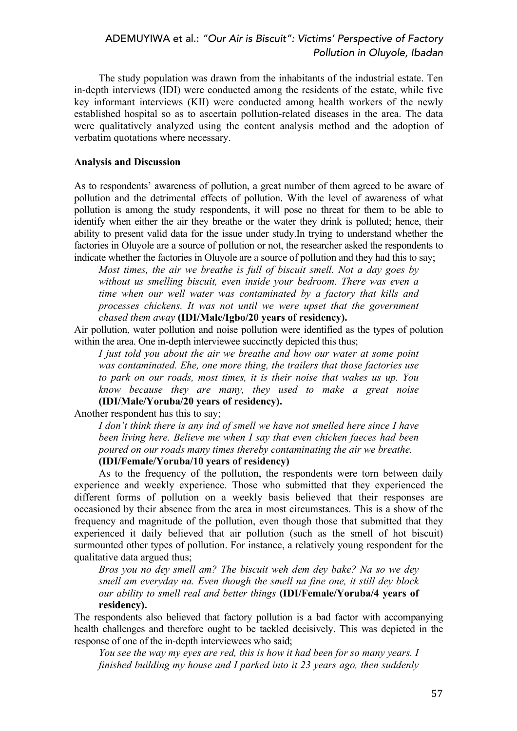The study population was drawn from the inhabitants of the industrial estate. Ten in-depth interviews (IDI) were conducted among the residents of the estate, while five key informant interviews (KII) were conducted among health workers of the newly established hospital so as to ascertain pollution-related diseases in the area. The data were qualitatively analyzed using the content analysis method and the adoption of verbatim quotations where necessary.

**Analysis and Discussion**

As to respondents' awareness of pollution, a great number of them agreed to be aware of pollution and the detrimental effects of pollution. With the level of awareness of what pollution is among the study respondents, it will pose no threat for them to be able to identify when either the air they breathe or the water they drink is polluted; hence, their ability to present valid data for the issue under study.In trying to understand whether the factories in Oluyole are a source of pollution or not, the researcher asked the respondents to indicate whether the factories in Oluyole are a source of pollution and they had this to say;

> *Most times, the air we breathe is full of biscuit smell. Not a day goes by without us smelling biscuit, even inside your bedroom. There was even a time when our well water was contaminated by a factory that kills and processes chickens. It was not until we were upset that the government chased them away* **(IDI/Male/Igbo/20 years of residency).**

Air pollution, water pollution and noise pollution were identified as the types of polution within the area. One in-depth interviewee succinctly depicted this thus;

> *I just told you about the air we breathe and how our water at some point was contaminated. Ehe, one more thing, the trailers that those factories use to park on our roads, most times, it is their noise that wakes us up. You know because they are many, they used to make a great noise* **(IDI/Male/Yoruba/20 years of residency).**

Another respondent has this to say;

> *I don't think there is any ind of smell we have not smelled here since I have been living here. Believe me when I say that even chicken faeces had been poured on our roads many times thereby contaminating the air we breathe.* **(IDI/Female/Yoruba/10 years of residency)**

As to the frequency of the pollution, the respondents were torn between daily experience and weekly experience. Those who submitted that they experienced the different forms of pollution on a weekly basis believed that their responses are occasioned by their absence from the area in most circumstances. This is a show of the frequency and magnitude of the pollution, even though those that submitted that they experienced it daily believed that air pollution (such as the smell of hot biscuit) surmounted other types of pollution. For instance, a relatively young respondent for the qualitative data argued thus;

> *Bros you no dey smell am? The biscuit weh dem dey bake? Na so we dey smell am everyday na. Even though the smell na fine one, it still dey block our ability to smell real and better things* **(IDI/Female/Yoruba/4 years of residency).**

The respondents also believed that factory pollution is a bad factor with accompanying health challenges and therefore ought to be tackled decisively. This was depicted in the response of one of the in-depth interviewees who said;

> *You see the way my eyes are red, this is how it had been for so many years. I finished building my house and I parked into it 23 years ago, then suddenly*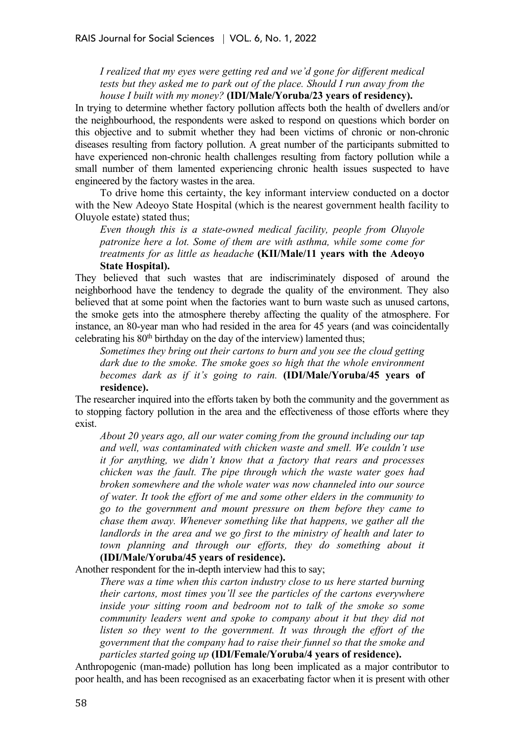*I realized that my eyes were getting red and we'd gone for different medical tests but they asked me to park out of the place. Should I run away from the house I built with my money?* **(IDI/Male/Yoruba/23 years of residency).**

In trying to determine whether factory pollution affects both the health of dwellers and/or the neighbourhood, the respondents were asked to respond on questions which border on this objective and to submit whether they had been victims of chronic or non-chronic diseases resulting from factory pollution. A great number of the participants submitted to have experienced non-chronic health challenges resulting from factory pollution while a small number of them lamented experiencing chronic health issues suspected to have engineered by the factory wastes in the area.

To drive home this certainty, the key informant interview conducted on a doctor with the New Adeoyo State Hospital (which is the nearest government health facility to Oluyole estate) stated thus;

> *Even though this is a state-owned medical facility, people from Oluyole patronize here a lot. Some of them are with asthma, while some come for treatments for as little as headache* **(KII/Male/11 years with the Adeoyo State Hospital).**

They believed that such wastes that are indiscriminately disposed of around the neighborhood have the tendency to degrade the quality of the environment. They also believed that at some point when the factories want to burn waste such as unused cartons, the smoke gets into the atmosphere thereby affecting the quality of the atmosphere. For instance, an 80-year man who had resided in the area for 45 years (and was coincidentally celebrating his 80th birthday on the day of the interview) lamented thus;

> *Sometimes they bring out their cartons to burn and you see the cloud getting dark due to the smoke. The smoke goes so high that the whole environment becomes dark as if it's going to rain.* **(IDI/Male/Yoruba/45 years of residence).**

The researcher inquired into the efforts taken by both the community and the government as to stopping factory pollution in the area and the effectiveness of those efforts where they exist.

> *About 20 years ago, all our water coming from the ground including our tap and well, was contaminated with chicken waste and smell. We couldn't use it for anything, we didn't know that a factory that rears and processes chicken was the fault. The pipe through which the waste water goes had broken somewhere and the whole water was now channeled into our source of water. It took the effort of me and some other elders in the community to go to the government and mount pressure on them before they came to chase them away. Whenever something like that happens, we gather all the landlords in the area and we go first to the ministry of health and later to town planning and through our efforts, they do something about it* **(IDI/Male/Yoruba/45 years of residence).**

Another respondent for the in-depth interview had this to say;

> *There was a time when this carton industry close to us here started burning their cartons, most times you'll see the particles of the cartons everywhere inside your sitting room and bedroom not to talk of the smoke so some community leaders went and spoke to company about it but they did not listen so they went to the government. It was through the effort of the government that the company had to raise their funnel so that the smoke and particles started going up* **(IDI/Female/Yoruba/4 years of residence).**

Anthropogenic (man-made) pollution has long been implicated as a major contributor to poor health, and has been recognised as an exacerbating factor when it is present with other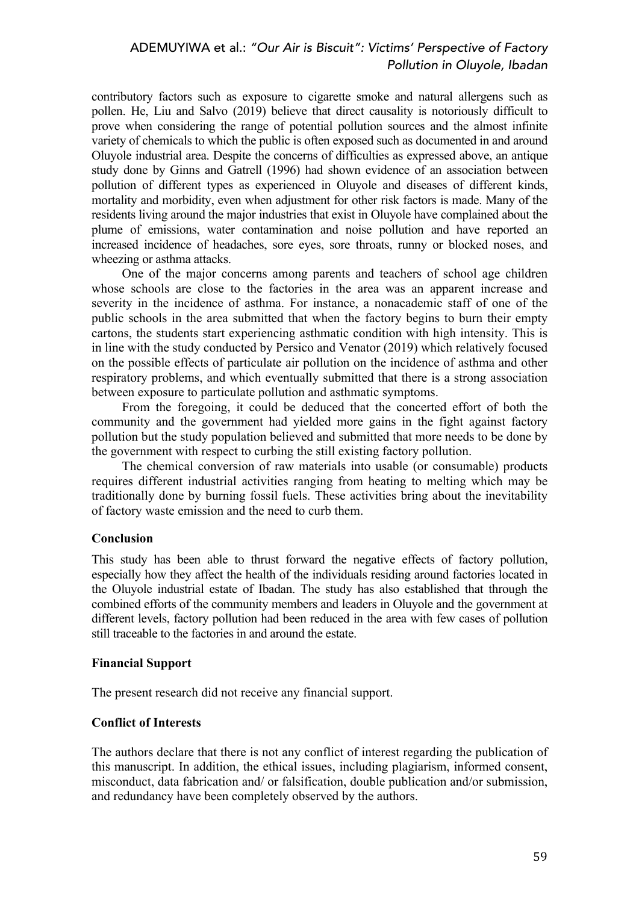contributory factors such as exposure to cigarette smoke and natural allergens such as pollen. He, Liu and Salvo (2019) believe that direct causality is notoriously difficult to prove when considering the range of potential pollution sources and the almost infinite variety of chemicals to which the public is often exposed such as documented in and around Oluyole industrial area. Despite the concerns of difficulties as expressed above, an antique study done by Ginns and Gatrell (1996) had shown evidence of an association between pollution of different types as experienced in Oluyole and diseases of different kinds, mortality and morbidity, even when adjustment for other risk factors is made. Many of the residents living around the major industries that exist in Oluyole have complained about the plume of emissions, water contamination and noise pollution and have reported an increased incidence of headaches, sore eyes, sore throats, runny or blocked noses, and wheezing or asthma attacks.

One of the major concerns among parents and teachers of school age children whose schools are close to the factories in the area was an apparent increase and severity in the incidence of asthma. For instance, a nonacademic staff of one of the public schools in the area submitted that when the factory begins to burn their empty cartons, the students start experiencing asthmatic condition with high intensity. This is in line with the study conducted by Persico and Venator (2019) which relatively focused on the possible effects of particulate air pollution on the incidence of asthma and other respiratory problems, and which eventually submitted that there is a strong association between exposure to particulate pollution and asthmatic symptoms.

From the foregoing, it could be deduced that the concerted effort of both the community and the government had yielded more gains in the fight against factory pollution but the study population believed and submitted that more needs to be done by the government with respect to curbing the still existing factory pollution.

The chemical conversion of raw materials into usable (or consumable) products requires different industrial activities ranging from heating to melting which may be traditionally done by burning fossil fuels. These activities bring about the inevitability of factory waste emission and the need to curb them.

## Conclusion

This study has been able to thrust forward the negative effects of factory pollution, especially how they affect the health of the individuals residing around factories located in the Oluyole industrial estate of Ibadan. The study has also established that through the combined efforts of the community members and leaders in Oluyole and the government at different levels, factory pollution had been reduced in the area with few cases of pollution still traceable to the factories in and around the estate.

## Financial Support

The present research did not receive any financial support.

## Conflict of Interests

The authors declare that there is not any conflict of interest regarding the publication of this manuscript. In addition, the ethical issues, including plagiarism, informed consent, misconduct, data fabrication and/ or falsification, double publication and/or submission, and redundancy have been completely observed by the authors.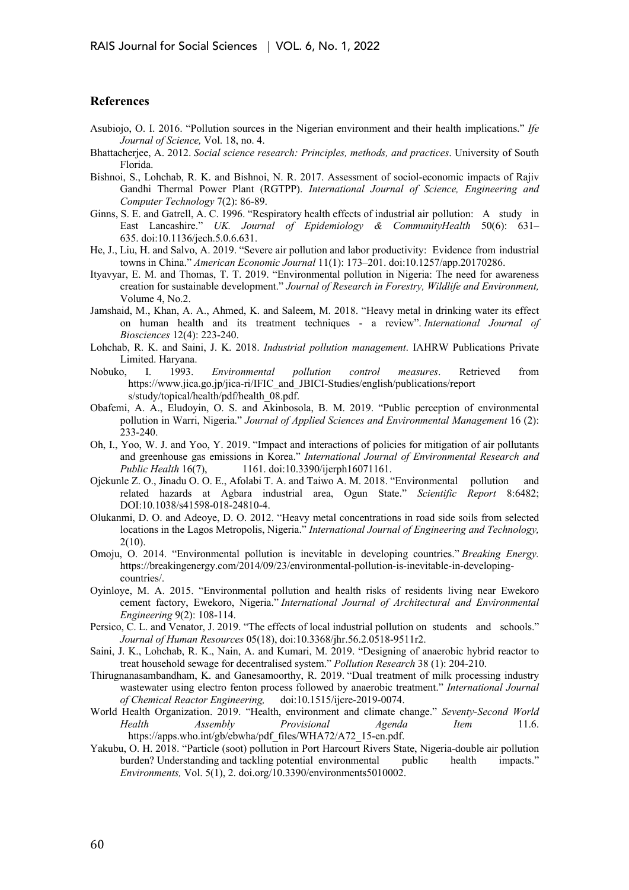## References

Asubiojo, O. I. 2016. "Pollution sources in the Nigerian environment and their health implications." *Ife Journal of Science,* Vol. 18, no. 4.

Bhattacherjee, A. 2012. *Social science research: Principles, methods, and practices*. University of South Florida.

Bishnoi, S., Lohchab, R. K. and Bishnoi, N. R. 2017. Assessment of sociol-economic impacts of Rajiv Gandhi Thermal Power Plant (RGTPP). *International Journal of Science, Engineering and Computer Technology* 7(2): 86-89.

Ginns, S. E. and Gatrell, A. C. 1996. "Respiratory health effects of industrial air pollution: A study in East Lancashire." *UK. Journal of Epidemiology & CommunityHealth* 50(6): 631–635. doi:10.1136/jech.5.0.6.631.

He, J., Liu, H. and Salvo, A. 2019. "Severe air pollution and labor productivity: Evidence from industrial towns in China." *American Economic Journal* 11(1): 173–201. doi:10.1257/app.20170286.

Ityavyar, E. M. and Thomas, T. T. 2019. "Environmental pollution in Nigeria: The need for awareness creation for sustainable development." *Journal of Research in Forestry, Wildlife and Environment,* Volume 4, No.2.

Jamshaid, M., Khan, A. A., Ahmed, K. and Saleem, M. 2018. "Heavy metal in drinking water its effect on human health and its treatment techniques - a review". *International Journal of Biosciences* 12(4): 223-240.

Lohchab, R. K. and Saini, J. K. 2018. *Industrial pollution management*. IAHRW Publications Private Limited. Haryana.

Nobuko, I. 1993. *Environmental pollution control measures*. Retrieved from https://www.jica.go.jp/jica-ri/IFIC_and_JBICI-Studies/english/publications/reports/study/topical/health/pdf/health_08.pdf.

Obafemi, A. A., Eludoyin, O. S. and Akinbosola, B. M. 2019. "Public perception of environmental pollution in Warri, Nigeria." *Journal of Applied Sciences and Environmental Management* 16 (2): 233-240.

Oh, I., Yoo, W. J. and Yoo, Y. 2019. "Impact and interactions of policies for mitigation of air pollutants and greenhouse gas emissions in Korea." *International Journal of Environmental Research and Public Health* 16(7), 1161. doi:10.3390/ijerph16071161.

Ojekunle Z. O., Jinadu O. O. E., Afolabi T. A. and Taiwo A. M. 2018. "Environmental pollution and related hazards at Agbara industrial area, Ogun State." *Scientific Report* 8:6482; DOI:10.1038/s41598-018-24810-4.

Olukanmi, D. O. and Adeoye, D. O. 2012. "Heavy metal concentrations in road side soils from selected locations in the Lagos Metropolis, Nigeria." *International Journal of Engineering and Technology,* 2(10).

Omoju, O. 2014. "Environmental pollution is inevitable in developing countries." *Breaking Energy.* https://breakingenergy.com/2014/09/23/environmental-pollution-is-inevitable-in-developing-countries/.

Oyinloye, M. A. 2015. "Environmental pollution and health risks of residents living near Ewekoro cement factory, Ewekoro, Nigeria." *International Journal of Architectural and Environmental Engineering* 9(2): 108-114.

Persico, C. L. and Venator, J. 2019. "The effects of local industrial pollution on students and schools." *Journal of Human Resources* 05(18), doi:10.3368/jhr.56.2.0518-9511r2.

Saini, J. K., Lohchab, R. K., Nain, A. and Kumari, M. 2019. "Designing of anaerobic hybrid reactor to treat household sewage for decentralised system." *Pollution Research* 38 (1): 204-210.

Thirugnanasambandham, K. and Ganesamoorthy, R. 2019. "Dual treatment of milk processing industry wastewater using electro fenton process followed by anaerobic treatment." *International Journal of Chemical Reactor Engineering,* doi:10.1515/ijcre-2019-0074.

World Health Organization. 2019. "Health, environment and climate change." *Seventy-Second World Health Assembly Provisional Agenda Item* 11.6. https://apps.who.int/gb/ebwha/pdf_files/WHA72/A72_15-en.pdf.

Yakubu, O. H. 2018. "Particle (soot) pollution in Port Harcourt Rivers State, Nigeria-double air pollution burden? Understanding and tackling potential environmental public health impacts." *Environments,* Vol. 5(1), 2. doi.org/10.3390/environments5010002.